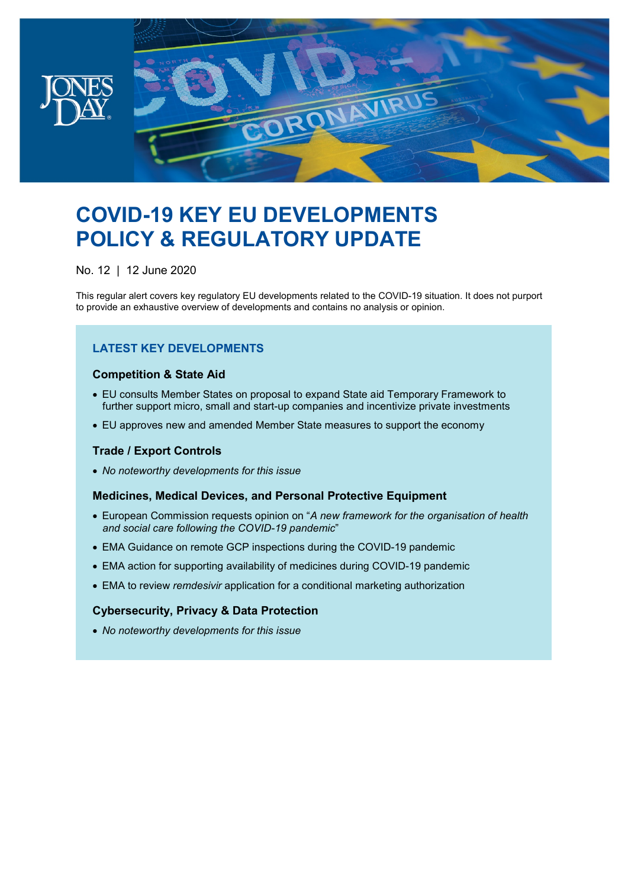# COVID-19 KEY EU DEVELOPMENTS POLICY & REGULATORY UPDATE

No. 12 | 12 June 2020

This regular alert covers key regulatory EU developments related to the COVID-19 situation. It does not purport to provide an exhaustive overview of developments and contains no analysis or opinion.

## LATEST KEY DEVELOPMENTS

### Competition & State Aid

- EU consults Member States on proposal to expand State aid Temporary Framework to further support micro, small and start-up companies and incentivize private investments
- EU approves new and amended Member State measures to support the economy

### Trade / Export Controls

- *No noteworthy developments for this issue*

### Medicines, Medical Devices, and Personal Protective Equipment

- European Commission requests opinion on "*A new framework for the organisation of health and social care following the COVID-19 pandemic*"
- EMA Guidance on remote GCP inspections during the COVID-19 pandemic
- EMA action for supporting availability of medicines during COVID-19 pandemic
- EMA to review *remdesivir* application for a conditional marketing authorization

### Cybersecurity, Privacy & Data Protection

- *No noteworthy developments for this issue*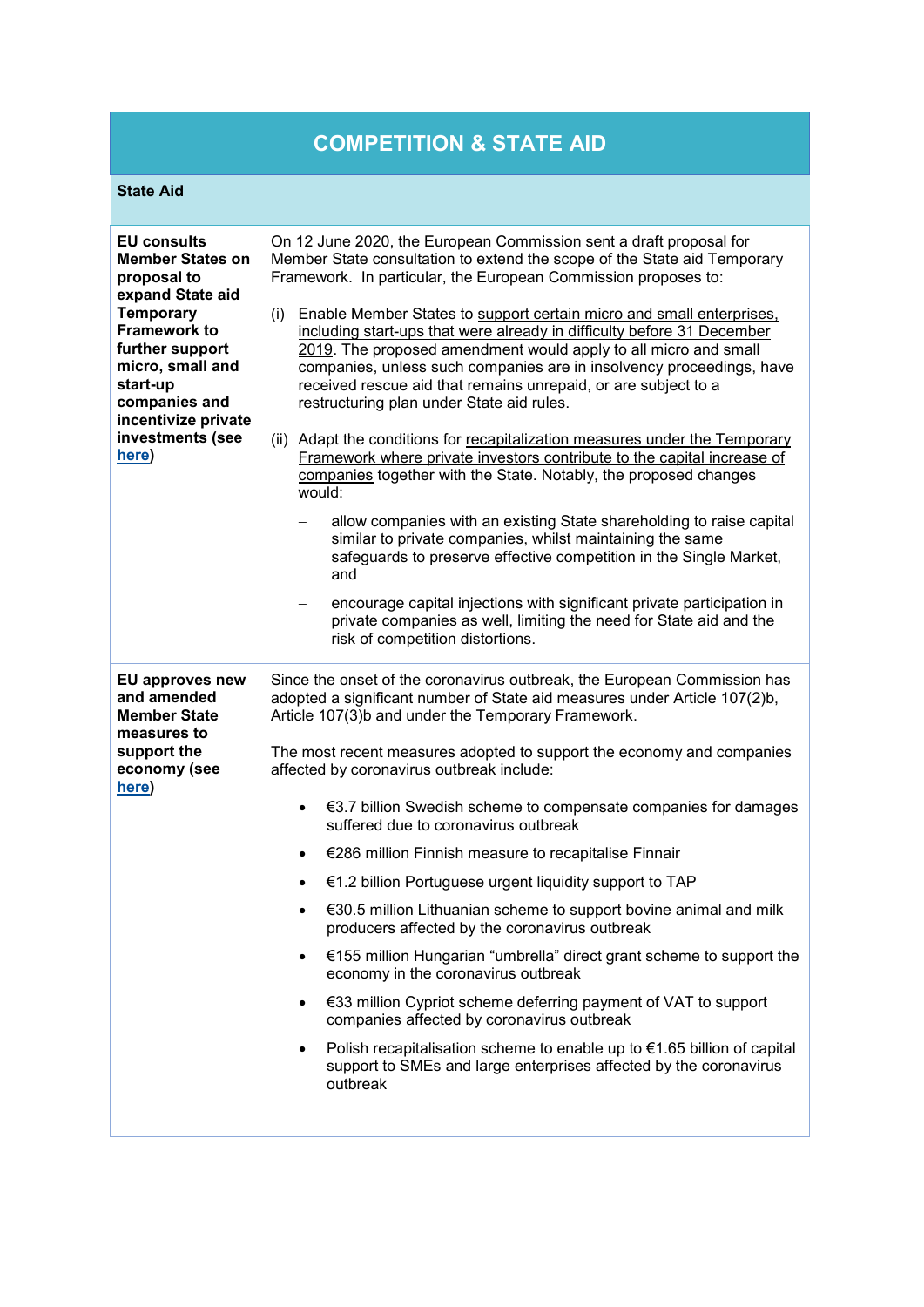# COMPETITION & STATE AID

## State Aid

| | |
|---|---|
| **EU consults Member States on proposal to expand State aid Temporary Framework to further support micro, small and start-up companies and incentivize private investments (see here)** | On 12 June 2020, the European Commission sent a draft proposal for Member State consultation to extend the scope of the State aid Temporary Framework. In particular, the European Commission proposes to:<br><br>(i) Enable Member States to support certain micro and small enterprises, including start-ups that were already in difficulty before 31 December 2019. The proposed amendment would apply to all micro and small companies, unless such companies are in insolvency proceedings, have received rescue aid that remains unpaid, or are subject to a restructuring plan under State aid rules.<br><br>(ii) Adapt the conditions for recapitalization measures under the Temporary Framework where private investors contribute to the capital increase of companies together with the State. Notably, the proposed changes would:<br><br>– allow companies with an existing State shareholding to raise capital similar to private companies, whilst maintaining the same safeguards to preserve effective competition in the Single Market, and<br><br>– encourage capital injections with significant private participation in private companies as well, limiting the need for State aid and the risk of competition distortions. |
| **EU approves new and amended Member State measures to support the economy (see here)** | Since the onset of the coronavirus outbreak, the European Commission has adopted a significant number of State aid measures under Article 107(2)b, Article 107(3)b and under the Temporary Framework.<br><br>The most recent measures adopted to support the economy and companies affected by coronavirus outbreak include:<br><br>• €3.7 billion Swedish scheme to compensate companies for damages suffered due to coronavirus outbreak<br>• €286 million Finnish measure to recapitalise Finnair<br>• €1.2 billion Portuguese urgent liquidity support to TAP<br>• €30.5 million Lithuanian scheme to support bovine animal and milk producers affected by the coronavirus outbreak<br>• €155 million Hungarian "umbrella" direct grant scheme to support the economy in the coronavirus outbreak<br>• €33 million Cypriot scheme deferring payment of VAT to support companies affected by coronavirus outbreak<br>• Polish recapitalisation scheme to enable up to €1.65 billion of capital support to SMEs and large enterprises affected by the coronavirus outbreak |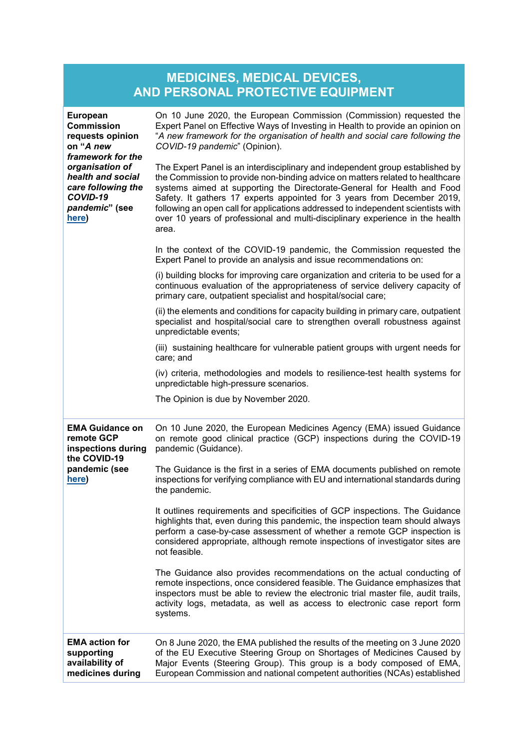## MEDICINES, MEDICAL DEVICES, AND PERSONAL PROTECTIVE EQUIPMENT

| | |
|---|---|
| **European Commission requests opinion on "*A new framework for the organisation of health and social care following the COVID-19 pandemic*" (see here)** | On 10 June 2020, the European Commission (Commission) requested the Expert Panel on Effective Ways of Investing in Health to provide an opinion on "*A new framework for the organisation of health and social care following the COVID-19 pandemic*" (Opinion).<br><br>The Expert Panel is an interdisciplinary and independent group established by the Commission to provide non-binding advice on matters related to healthcare systems aimed at supporting the Directorate-General for Health and Food Safety. It gathers 17 experts appointed for 3 years from December 2019, following an open call for applications addressed to independent scientists with over 10 years of professional and multi-disciplinary experience in the health area.<br><br>In the context of the COVID-19 pandemic, the Commission requested the Expert Panel to provide an analysis and issue recommendations on:<br><br>(i) building blocks for improving care organization and criteria to be used for a continuous evaluation of the appropriateness of service delivery capacity of primary care, outpatient specialist and hospital/social care;<br><br>(ii) the elements and conditions for capacity building in primary care, outpatient specialist and hospital/social care to strengthen overall robustness against unpredictable events;<br><br>(iii) sustaining healthcare for vulnerable patient groups with urgent needs for care; and<br><br>(iv) criteria, methodologies and models to resilience-test health systems for unpredictable high-pressure scenarios.<br><br>The Opinion is due by November 2020. |
| **EMA Guidance on remote GCP inspections during the COVID-19 pandemic (see here)** | On 10 June 2020, the European Medicines Agency (EMA) issued Guidance on remote good clinical practice (GCP) inspections during the COVID-19 pandemic (Guidance).<br><br>The Guidance is the first in a series of EMA documents published on remote inspections for verifying compliance with EU and international standards during the pandemic.<br><br>It outlines requirements and specificities of GCP inspections. The Guidance highlights that, even during this pandemic, the inspection team should always perform a case-by-case assessment of whether a remote GCP inspection is considered appropriate, although remote inspections of investigator sites are not feasible.<br><br>The Guidance also provides recommendations on the actual conducting of remote inspections, once considered feasible. The Guidance emphasizes that inspectors must be able to review the electronic trial master file, audit trails, activity logs, metadata, as well as access to electronic case report form systems. |
| **EMA action for supporting availability of medicines during** | On 8 June 2020, the EMA published the results of the meeting on 3 June 2020 of the EU Executive Steering Group on Shortages of Medicines Caused by Major Events (Steering Group). This group is a body composed of EMA, European Commission and national competent authorities (NCAs) established |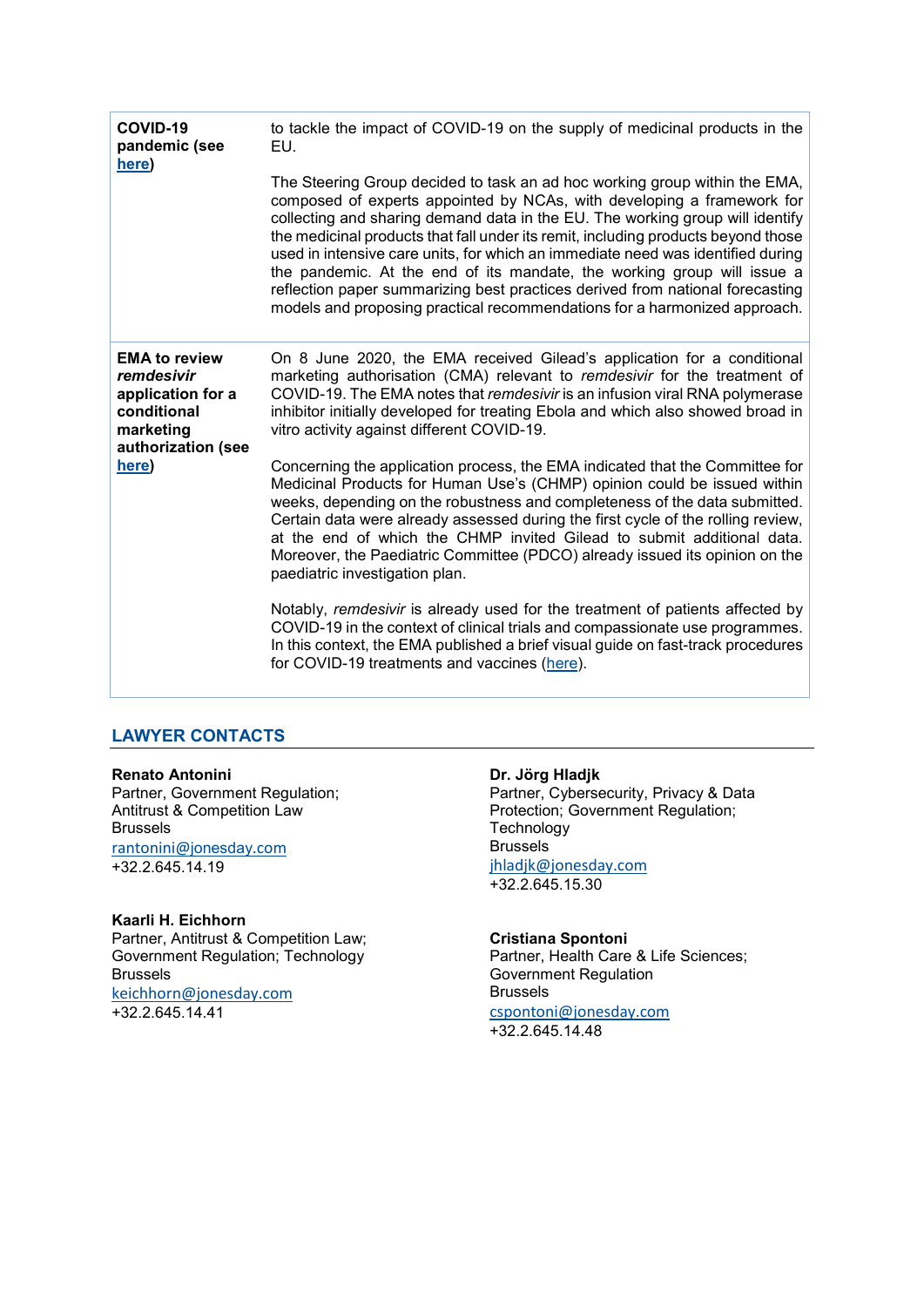| | |
|---|---|
| **COVID-19 pandemic (see [here](#))** | to tackle the impact of COVID-19 on the supply of medicinal products in the EU.<br><br>The Steering Group decided to task an ad hoc working group within the EMA, composed of experts appointed by NCAs, with developing a framework for collecting and sharing demand data in the EU. The working group will identify the medicinal products that fall under its remit, including products beyond those used in intensive care units, for which an immediate need was identified during the pandemic. At the end of its mandate, the working group will issue a reflection paper summarizing best practices derived from national forecasting models and proposing practical recommendations for a harmonized approach. |
| **EMA to review *remdesivir* application for a conditional marketing authorization (see [here](#))** | On 8 June 2020, the EMA received Gilead's application for a conditional marketing authorisation (CMA) relevant to *remdesivir* for the treatment of COVID-19. The EMA notes that *remdesivir* is an infusion viral RNA polymerase inhibitor initially developed for treating Ebola and which also showed broad in vitro activity against different COVID-19.<br><br>Concerning the application process, the EMA indicated that the Committee for Medicinal Products for Human Use's (CHMP) opinion could be issued within weeks, depending on the robustness and completeness of the data submitted. Certain data were already assessed during the first cycle of the rolling review, at the end of which the CHMP invited Gilead to submit additional data. Moreover, the Paediatric Committee (PDCO) already issued its opinion on the paediatric investigation plan.<br><br>Notably, *remdesivir* is already used for the treatment of patients affected by COVID-19 in the context of clinical trials and compassionate use programmes. In this context, the EMA published a brief visual guide on fast-track procedures for COVID-19 treatments and vaccines ([here](#)). |

## LAWYER CONTACTS

**Renato Antonini**
Partner, Government Regulation; Antitrust & Competition Law
Brussels
[rantonini@jonesday.com](mailto:rantonini@jonesday.com)
+32.2.645.14.19

**Kaarli H. Eichhorn**
Partner, Antitrust & Competition Law; Government Regulation; Technology
Brussels
[keichhorn@jonesday.com](mailto:keichhorn@jonesday.com)
+32.2.645.14.41

**Dr. Jörg Hladjk**
Partner, Cybersecurity, Privacy & Data Protection; Government Regulation; Technology
Brussels
[jhladjk@jonesday.com](mailto:jhladjk@jonesday.com)
+32.2.645.15.30

**Cristiana Spontoni**
Partner, Health Care & Life Sciences; Government Regulation
Brussels
[cspontoni@jonesday.com](mailto:cspontoni@jonesday.com)
+32.2.645.14.48